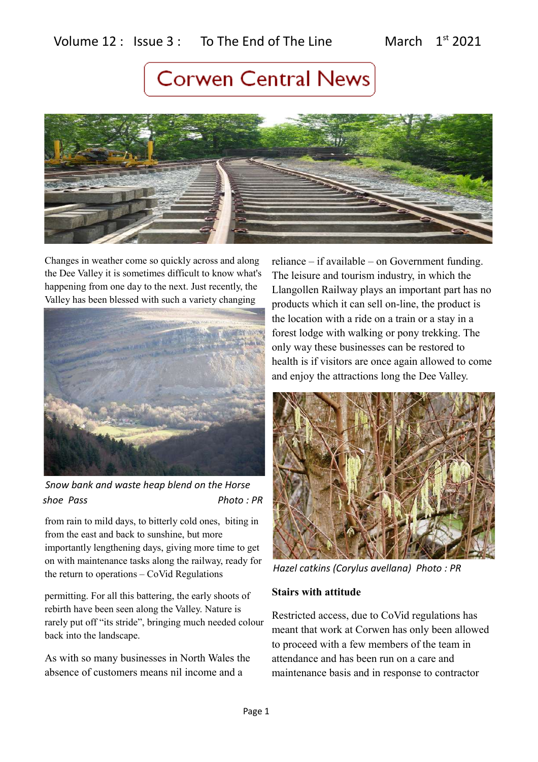Volume 12 : Issue 3 : To The End of The Line March 1st 2021

# Corwen Central News

Changes in weather come so quickly across and along the Dee Valley it is sometimes difficult to know what's happening from one day to the next. Just recently, the Valley has been blessed with such a variety changing

*Snow bank and waste heap blend on the Horse shoe Pass* *Photo : PR*

from rain to mild days, to bitterly cold ones, biting in from the east and back to sunshine, but more importantly lengthening days, giving more time to get on with maintenance tasks along the railway, ready for the return to operations – CoVid Regulations

permitting. For all this battering, the early shoots of rebirth have been seen along the Valley. Nature is rarely put off "its stride", bringing much needed colour back into the landscape.

As with so many businesses in North Wales the absence of customers means nil income and a reliance – if available – on Government funding. The leisure and tourism industry, in which the Llangollen Railway plays an important part has no products which it can sell on-line, the product is the location with a ride on a train or a stay in a forest lodge with walking or pony trekking. The only way these businesses can be restored to health is if visitors are once again allowed to come and enjoy the attractions long the Dee Valley.

*Hazel catkins (Corylus avellana) Photo : PR*

**Stairs with attitude**

Restricted access, due to CoVid regulations has meant that work at Corwen has only been allowed to proceed with a few members of the team in attendance and has been run on a care and maintenance basis and in response to contractor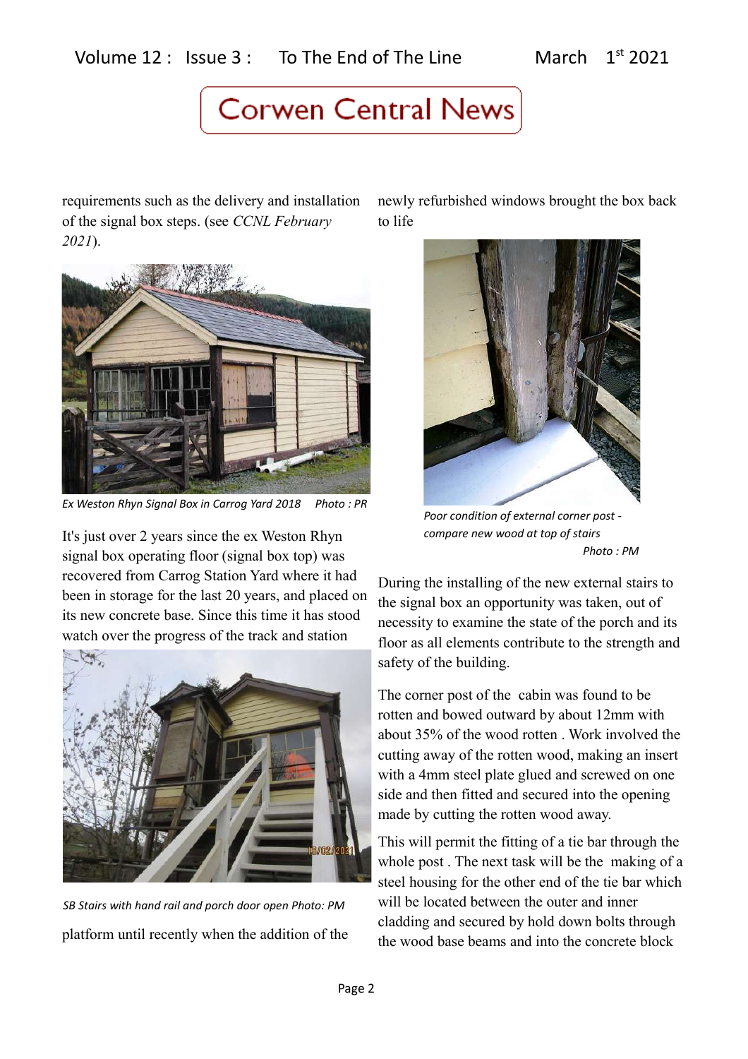requirements such as the delivery and installation of the signal box steps. (see *CCNL February 2021*).

*Ex Weston Rhyn Signal Box in Carrog Yard 2018 Photo : PR*

It's just over 2 years since the ex Weston Rhyn signal box operating floor (signal box top) was recovered from Carrog Station Yard where it had been in storage for the last 20 years, and placed on its new concrete base. Since this time it has stood watch over the progress of the track and station

*SB Stairs with hand rail and porch door open Photo: PM*

platform until recently when the addition of the newly refurbished windows brought the box back to life

*Poor condition of external corner post - compare new wood at top of stairs Photo : PM*

During the installing of the new external stairs to the signal box an opportunity was taken, out of necessity to examine the state of the porch and its floor as all elements contribute to the strength and safety of the building.

The corner post of the cabin was found to be rotten and bowed outward by about 12mm with about 35% of the wood rotten . Work involved the cutting away of the rotten wood, making an insert with a 4mm steel plate glued and screwed on one side and then fitted and secured into the opening made by cutting the rotten wood away.

This will permit the fitting of a tie bar through the whole post . The next task will be the making of a steel housing for the other end of the tie bar which will be located between the outer and inner cladding and secured by hold down bolts through the wood base beams and into the concrete block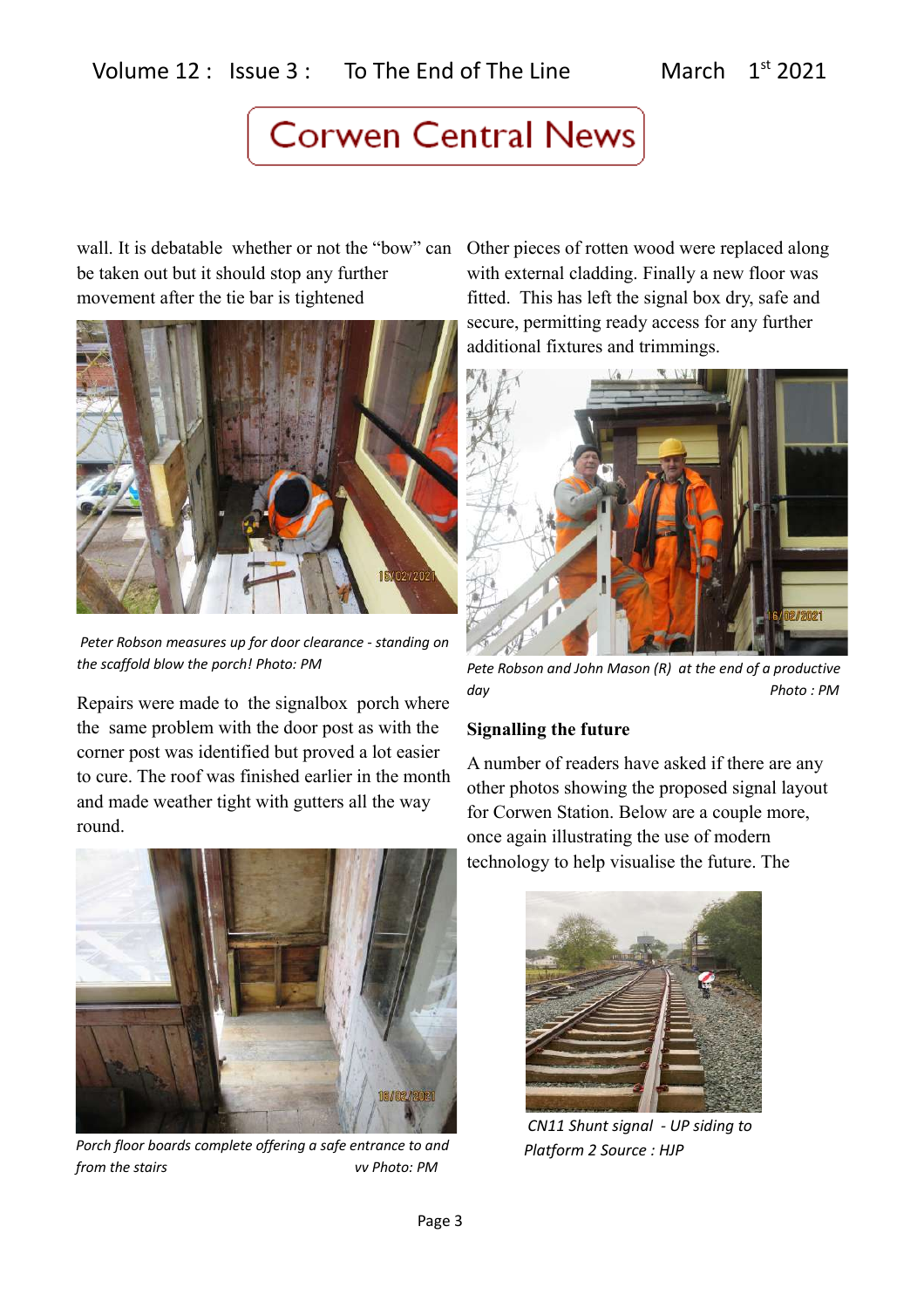# Corwen Central News

wall. It is debatable whether or not the “bow” can be taken out but it should stop any further movement after the tie bar is tightened

*Peter Robson measures up for door clearance - standing on the scaffold blow the porch! Photo: PM*

Repairs were made to the signalbox porch where the same problem with the door post as with the corner post was identified but proved a lot easier to cure. The roof was finished earlier in the month and made weather tight with gutters all the way round.

*Porch floor boards complete offering a safe entrance to and from the stairs vv Photo: PM*

Other pieces of rotten wood were replaced along with external cladding. Finally a new floor was fitted. This has left the signal box dry, safe and secure, permitting ready access for any further additional fixtures and trimmings.

*Pete Robson and John Mason (R) at the end of a productive day Photo : PM*

**Signalling the future**

A number of readers have asked if there are any other photos showing the proposed signal layout for Corwen Station. Below are a couple more, once again illustrating the use of modern technology to help visualise the future. The

*CN11 Shunt signal - UP siding to Platform 2 Source : HJP*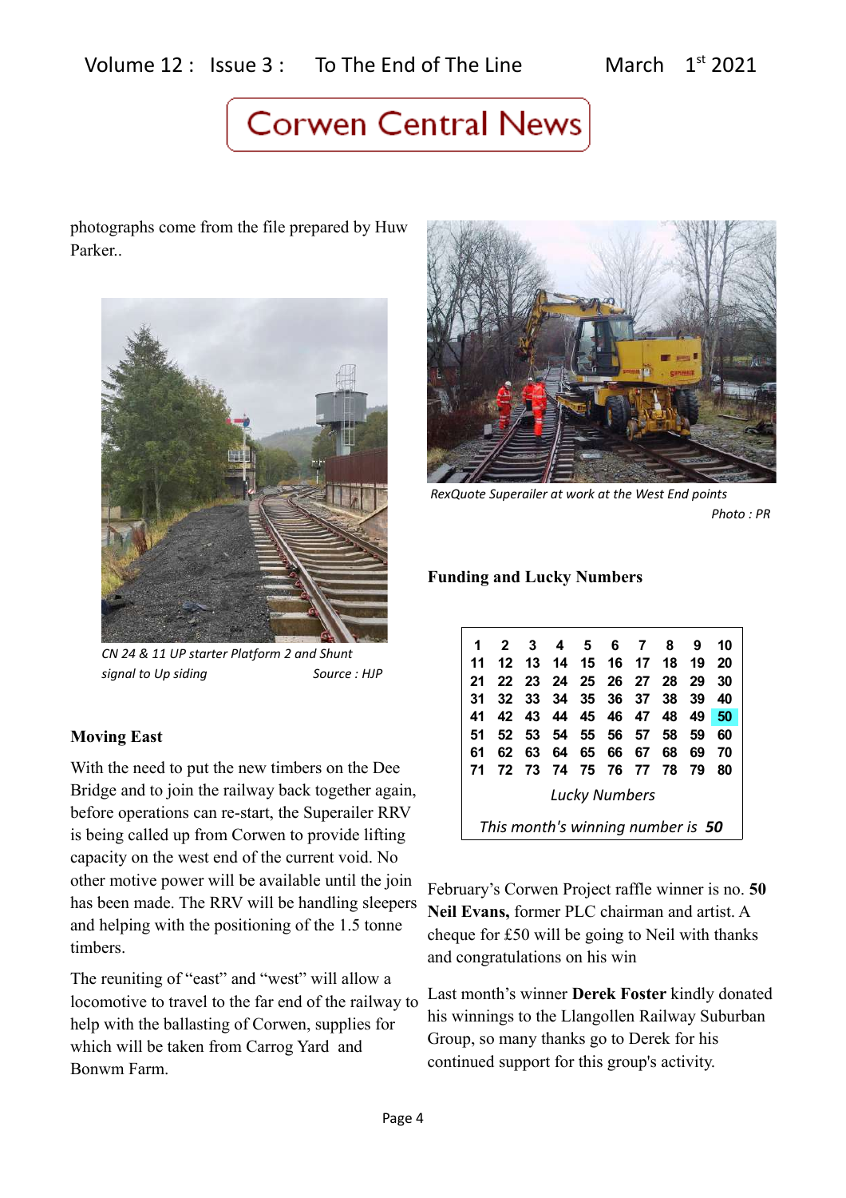photographs come from the file prepared by Huw Parker..

*CN 24 & 11 UP starter Platform 2 and Shunt signal to Up siding* *Source : HJP*

### Moving East

With the need to put the new timbers on the Dee Bridge and to join the railway back together again, before operations can re-start, the Superailer RRV is being called up from Corwen to provide lifting capacity on the west end of the current void. No other motive power will be available until the join has been made. The RRV will be handling sleepers and helping with the positioning of the 1.5 tonne timbers.

The reuniting of "east" and "west" will allow a locomotive to travel to the far end of the railway to help with the ballasting of Corwen, supplies for which will be taken from Carrog Yard and Bonwm Farm.

*RexQuote Superailer at work at the West End points*

*Photo : PR*

### Funding and Lucky Numbers

| | | | | | | | | | |
|---|---|---|---|---|---|---|---|---|---|
| 1 | 2 | 3 | 4 | 5 | 6 | 7 | 8 | 9 | 10 |
| 11 | 12 | 13 | 14 | 15 | 16 | 17 | 18 | 19 | 20 |
| 21 | 22 | 23 | 24 | 25 | 26 | 27 | 28 | 29 | 30 |
| 31 | 32 | 33 | 34 | 35 | 36 | 37 | 38 | 39 | 40 |
| 41 | 42 | 43 | 44 | 45 | 46 | 47 | 48 | 49 | 50 |
| 51 | 52 | 53 | 54 | 55 | 56 | 57 | 58 | 59 | 60 |
| 61 | 62 | 63 | 64 | 65 | 66 | 67 | 68 | 69 | 70 |
| 71 | 72 | 73 | 74 | 75 | 76 | 77 | 78 | 79 | 80 |

*Lucky Numbers*

*This month's winning number is* ***50***

February's Corwen Project raffle winner is no. **50 Neil Evans,** former PLC chairman and artist. A cheque for £50 will be going to Neil with thanks and congratulations on his win

Last month's winner **Derek Foster** kindly donated his winnings to the Llangollen Railway Suburban Group, so many thanks go to Derek for his continued support for this group's activity.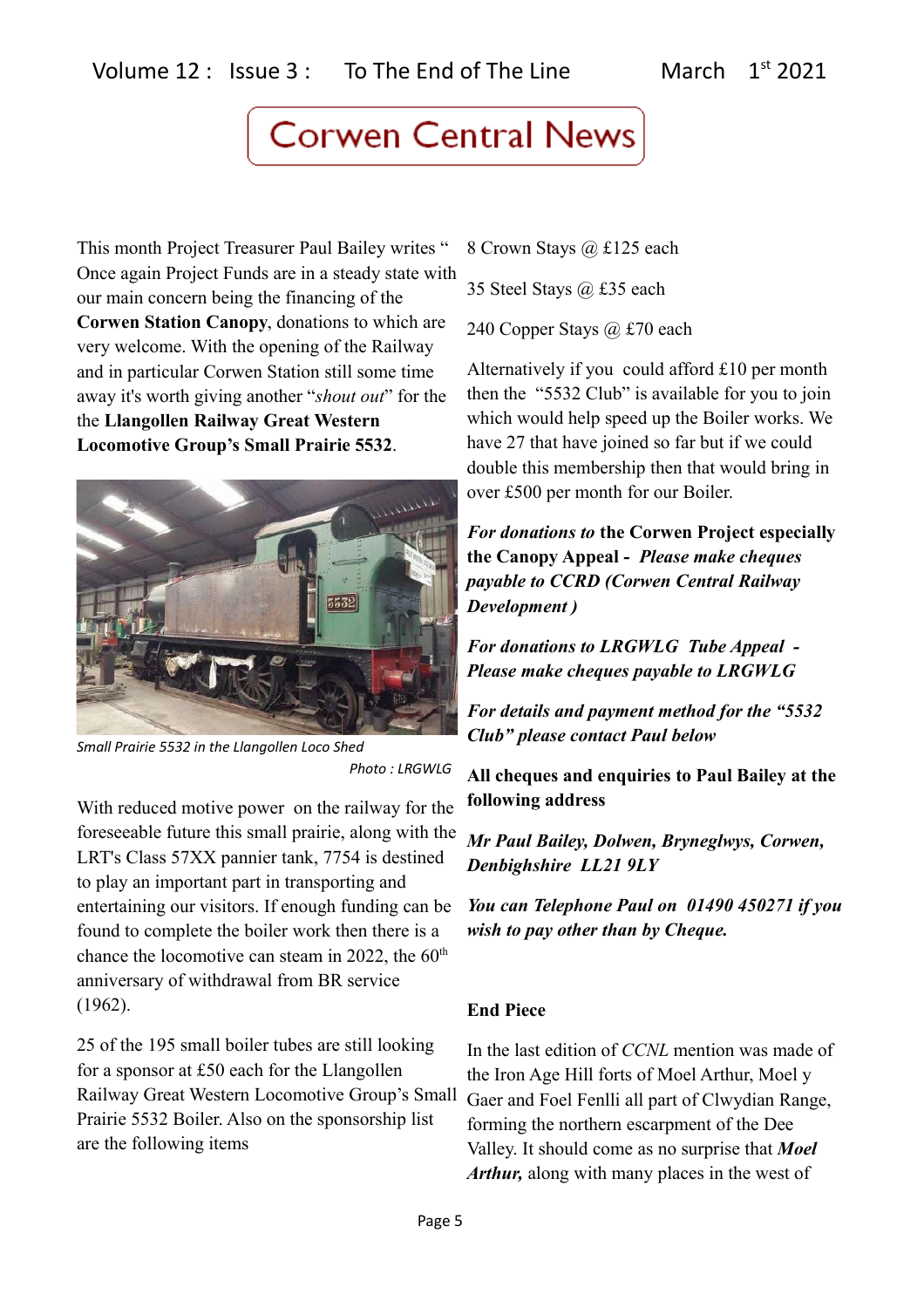# Corwen Central News

This month Project Treasurer Paul Bailey writes " Once again Project Funds are in a steady state with our main concern being the financing of the **Corwen Station Canopy**, donations to which are very welcome. With the opening of the Railway and in particular Corwen Station still some time away it's worth giving another "*shout out*" for the the **Llangollen Railway Great Western Locomotive Group's Small Prairie 5532**.

*Small Prairie 5532 in the Llangollen Loco Shed*

*Photo : LRGWLG*

With reduced motive power on the railway for the foreseeable future this small prairie, along with the LRT's Class 57XX pannier tank, 7754 is destined to play an important part in transporting and entertaining our visitors. If enough funding can be found to complete the boiler work then there is a chance the locomotive can steam in 2022, the 60th anniversary of withdrawal from BR service (1962).

25 of the 195 small boiler tubes are still looking for a sponsor at £50 each for the Llangollen Railway Great Western Locomotive Group's Small Prairie 5532 Boiler. Also on the sponsorship list are the following items

8 Crown Stays @ £125 each

35 Steel Stays @ £35 each

240 Copper Stays @ £70 each

Alternatively if you could afford £10 per month then the "5532 Club" is available for you to join which would help speed up the Boiler works. We have 27 that have joined so far but if we could double this membership then that would bring in over £500 per month for our Boiler.

***For donations to* the Corwen Project especially the Canopy Appeal -** ***Please make cheques payable to CCRD (Corwen Central Railway Development )***

***For donations to LRGWLG Tube Appeal - Please make cheques payable to LRGWLG***

***For details and payment method for the "5532 Club" please contact Paul below***

**All cheques and enquiries to Paul Bailey at the following address**

***Mr Paul Bailey, Dolwen, Bryneglwys, Corwen, Denbighshire LL21 9LY***

***You can Telephone Paul on 01490 450271 if you wish to pay other than by Cheque.***

**End Piece**

In the last edition of *CCNL* mention was made of the Iron Age Hill forts of Moel Arthur, Moel y Gaer and Foel Fenlli all part of Clwydian Range, forming the northern escarpment of the Dee Valley. It should come as no surprise that ***Moel Arthur,*** along with many places in the west of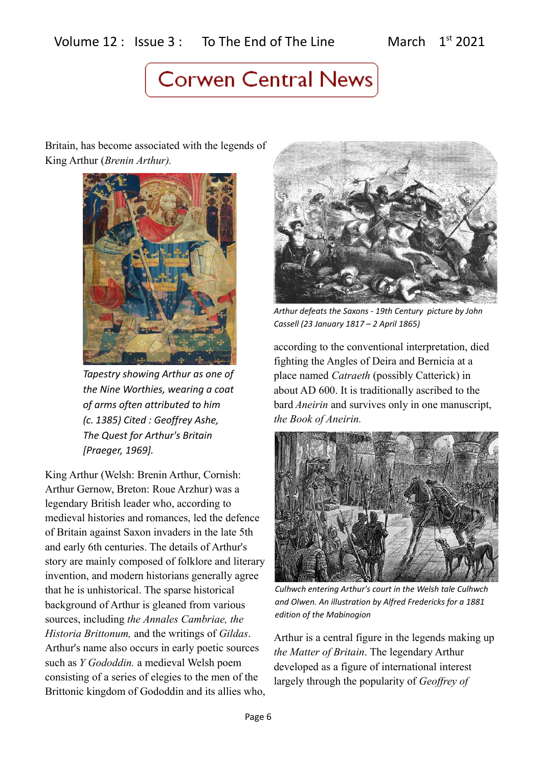Britain, has become associated with the legends of King Arthur (*Brenin Arthur).*

*Tapestry showing Arthur as one of the Nine Worthies, wearing a coat of arms often attributed to him (c. 1385) Cited : Geoffrey Ashe, The Quest for Arthur's Britain [Praeger, 1969].*

King Arthur (Welsh: Brenin Arthur, Cornish: Arthur Gernow, Breton: Roue Arzhur) was a legendary British leader who, according to medieval histories and romances, led the defence of Britain against Saxon invaders in the late 5th and early 6th centuries. The details of Arthur's story are mainly composed of folklore and literary invention, and modern historians generally agree that he is unhistorical. The sparse historical background of Arthur is gleaned from various sources, including *the Annales Cambriae, the Historia Brittonum,* and the writings of *Gildas*. Arthur's name also occurs in early poetic sources such as *Y Gododdin.* a medieval Welsh poem consisting of a series of elegies to the men of the Brittonic kingdom of Gododdin and its allies who, according to the conventional interpretation, died fighting the Angles of Deira and Bernicia at a place named *Catraeth* (possibly Catterick) in about AD 600. It is traditionally ascribed to the bard *Aneirin* and survives only in one manuscript, *the Book of Aneirin.*

*Arthur defeats the Saxons - 19th Century picture by John Cassell (23 January 1817 – 2 April 1865)*

*Culhwch entering Arthur's court in the Welsh tale Culhwch and Olwen. An illustration by Alfred Fredericks for a 1881 edition of the Mabinogion*

Arthur is a central figure in the legends making up *the Matter of Britain*. The legendary Arthur developed as a figure of international interest largely through the popularity of *Geoffrey of*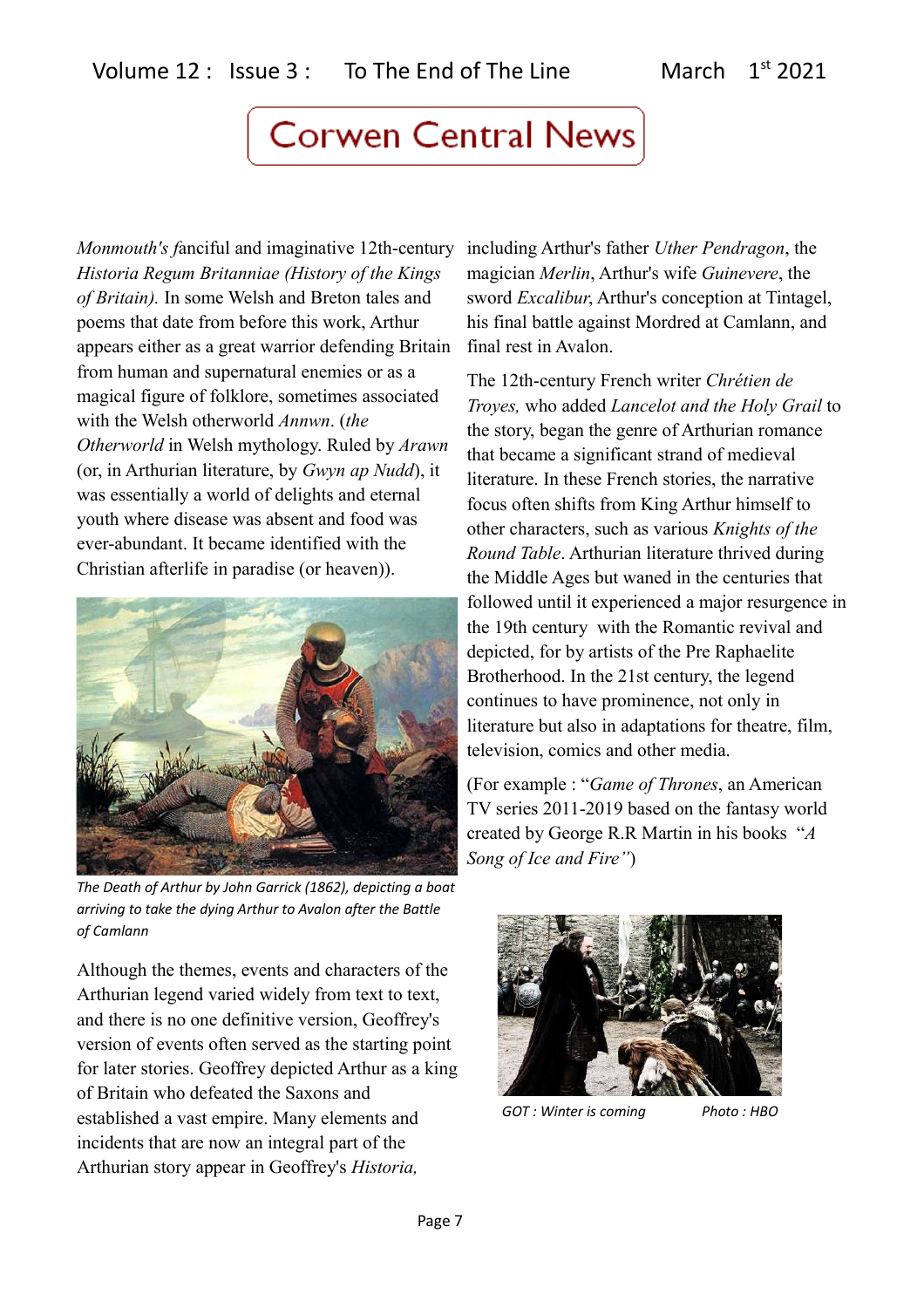# Corwen Central News

*Monmouth's f*anciful and imaginative 12th-century *Historia Regum Britanniae (History of the Kings of Britain).* In some Welsh and Breton tales and poems that date from before this work, Arthur appears either as a great warrior defending Britain from human and supernatural enemies or as a magical figure of folklore, sometimes associated with the Welsh otherworld *Annwn*. (*the Otherworld* in Welsh mythology. Ruled by *Arawn* (or, in Arthurian literature, by *Gwyn ap Nudd*), it was essentially a world of delights and eternal youth where disease was absent and food was ever-abundant. It became identified with the Christian afterlife in paradise (or heaven)).

*The Death of Arthur by John Garrick (1862), depicting a boat arriving to take the dying Arthur to Avalon after the Battle of Camlann*

Although the themes, events and characters of the Arthurian legend varied widely from text to text, and there is no one definitive version, Geoffrey's version of events often served as the starting point for later stories. Geoffrey depicted Arthur as a king of Britain who defeated the Saxons and established a vast empire. Many elements and incidents that are now an integral part of the Arthurian story appear in Geoffrey's *Historia,* including Arthur's father *Uther Pendragon*, the magician *Merlin*, Arthur's wife *Guinevere*, the sword *Excalibur*, Arthur's conception at Tintagel, his final battle against Mordred at Camlann, and final rest in Avalon.

The 12th-century French writer *Chrétien de Troyes,* who added *Lancelot and the Holy Grail* to the story, began the genre of Arthurian romance that became a significant strand of medieval literature. In these French stories, the narrative focus often shifts from King Arthur himself to other characters, such as various *Knights of the Round Table*. Arthurian literature thrived during the Middle Ages but waned in the centuries that followed until it experienced a major resurgence in the 19th century with the Romantic revival and depicted, for by artists of the Pre Raphaelite Brotherhood. In the 21st century, the legend continues to have prominence, not only in literature but also in adaptations for theatre, film, television, comics and other media.

(For example : "*Game of Thrones*, an American TV series 2011-2019 based on the fantasy world created by George R.R Martin in his books "*A Song of Ice and Fire"*)

*GOT : Winter is coming* *Photo : HBO*